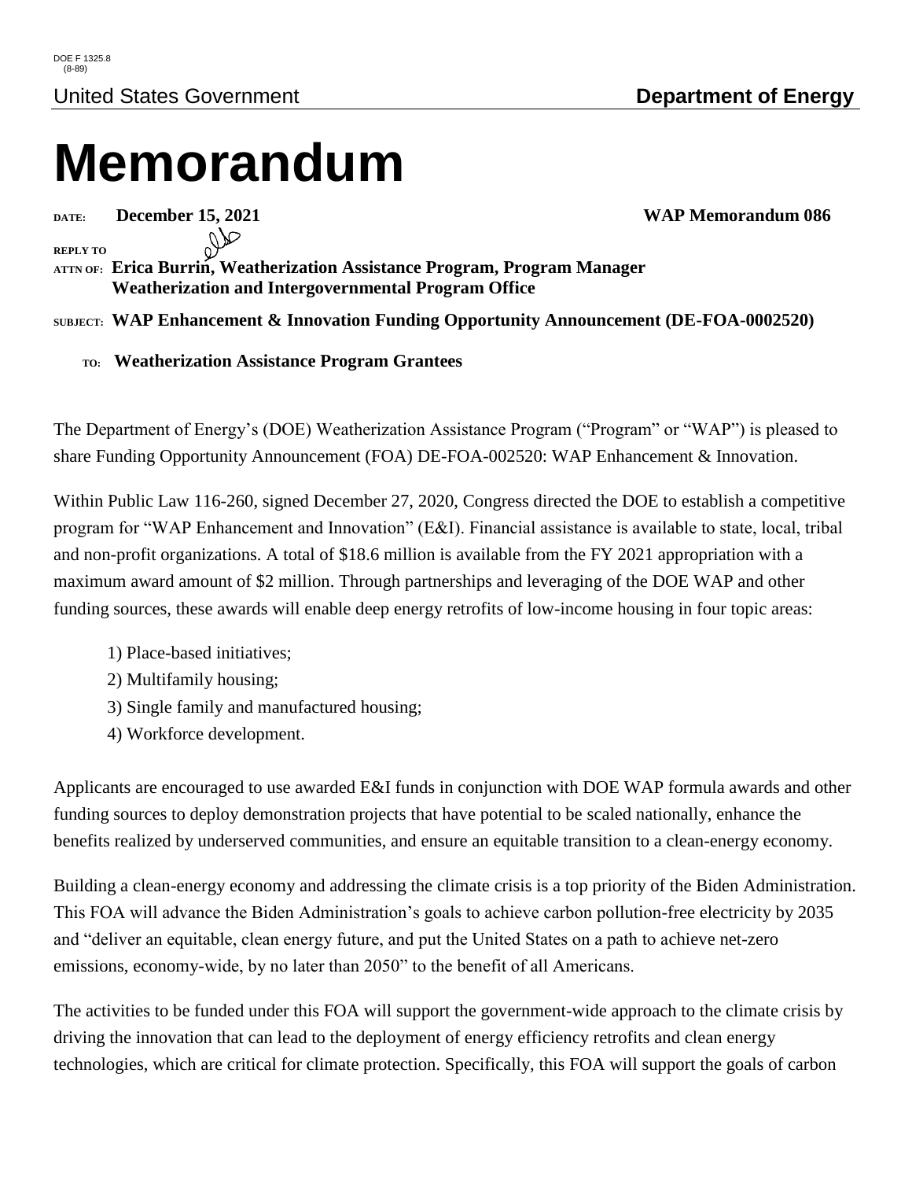DOE F 1325.8
(8-89)

United States Government **Department of Energy**

# Memorandum

**DATE:** **December 15, 2021** **WAP Memorandum 086**

**REPLY TO ATTN OF:** **Erica Burrin, Weatherization Assistance Program, Program Manager Weatherization and Intergovernmental Program Office**

**SUBJECT:** **WAP Enhancement & Innovation Funding Opportunity Announcement (DE-FOA-0002520)**

**TO:** **Weatherization Assistance Program Grantees**

The Department of Energy's (DOE) Weatherization Assistance Program ("Program" or "WAP") is pleased to share Funding Opportunity Announcement (FOA) DE-FOA-002520: WAP Enhancement & Innovation.

Within Public Law 116-260, signed December 27, 2020, Congress directed the DOE to establish a competitive program for "WAP Enhancement and Innovation" (E&I). Financial assistance is available to state, local, tribal and non-profit organizations. A total of $18.6 million is available from the FY 2021 appropriation with a maximum award amount of $2 million. Through partnerships and leveraging of the DOE WAP and other funding sources, these awards will enable deep energy retrofits of low-income housing in four topic areas:

1) Place-based initiatives;
2) Multifamily housing;
3) Single family and manufactured housing;
4) Workforce development.

Applicants are encouraged to use awarded E&I funds in conjunction with DOE WAP formula awards and other funding sources to deploy demonstration projects that have potential to be scaled nationally, enhance the benefits realized by underserved communities, and ensure an equitable transition to a clean-energy economy.

Building a clean-energy economy and addressing the climate crisis is a top priority of the Biden Administration. This FOA will advance the Biden Administration's goals to achieve carbon pollution-free electricity by 2035 and "deliver an equitable, clean energy future, and put the United States on a path to achieve net-zero emissions, economy-wide, by no later than 2050" to the benefit of all Americans.

The activities to be funded under this FOA will support the government-wide approach to the climate crisis by driving the innovation that can lead to the deployment of energy efficiency retrofits and clean energy technologies, which are critical for climate protection. Specifically, this FOA will support the goals of carbon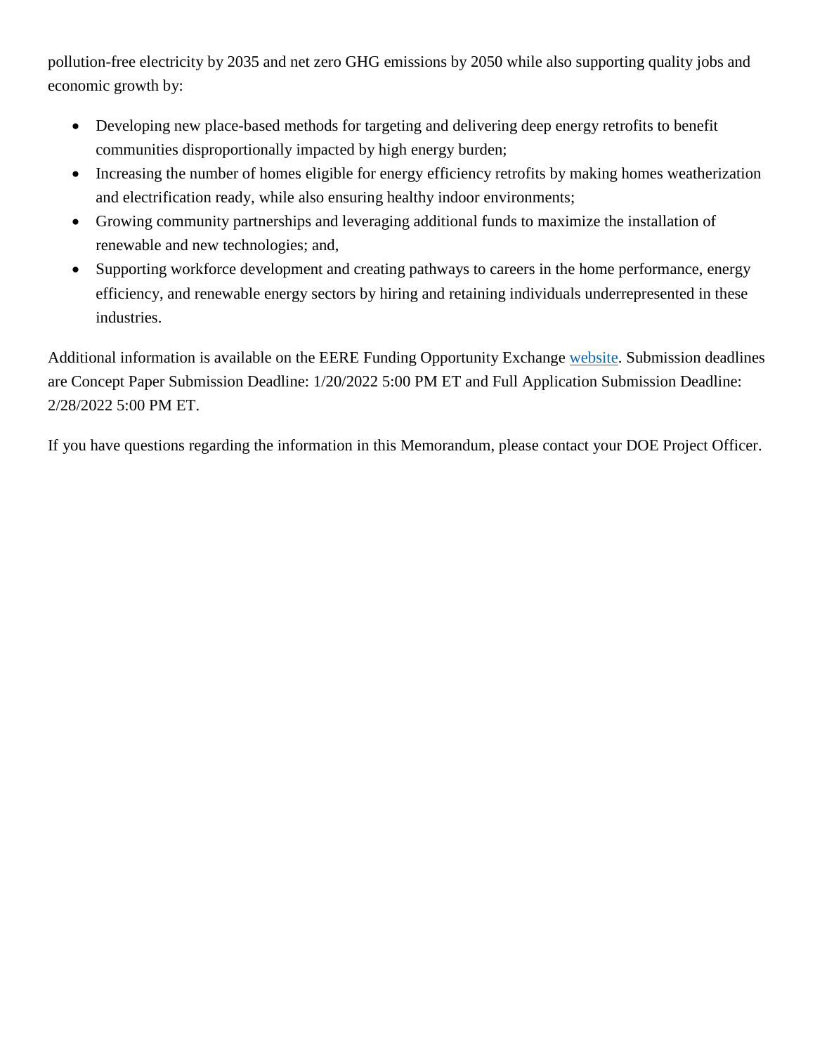pollution-free electricity by 2035 and net zero GHG emissions by 2050 while also supporting quality jobs and economic growth by:

- Developing new place-based methods for targeting and delivering deep energy retrofits to benefit communities disproportionally impacted by high energy burden;
- Increasing the number of homes eligible for energy efficiency retrofits by making homes weatherization and electrification ready, while also ensuring healthy indoor environments;
- Growing community partnerships and leveraging additional funds to maximize the installation of renewable and new technologies; and,
- Supporting workforce development and creating pathways to careers in the home performance, energy efficiency, and renewable energy sectors by hiring and retaining individuals underrepresented in these industries.

Additional information is available on the EERE Funding Opportunity Exchange website. Submission deadlines are Concept Paper Submission Deadline: 1/20/2022 5:00 PM ET and Full Application Submission Deadline: 2/28/2022 5:00 PM ET.

If you have questions regarding the information in this Memorandum, please contact your DOE Project Officer.